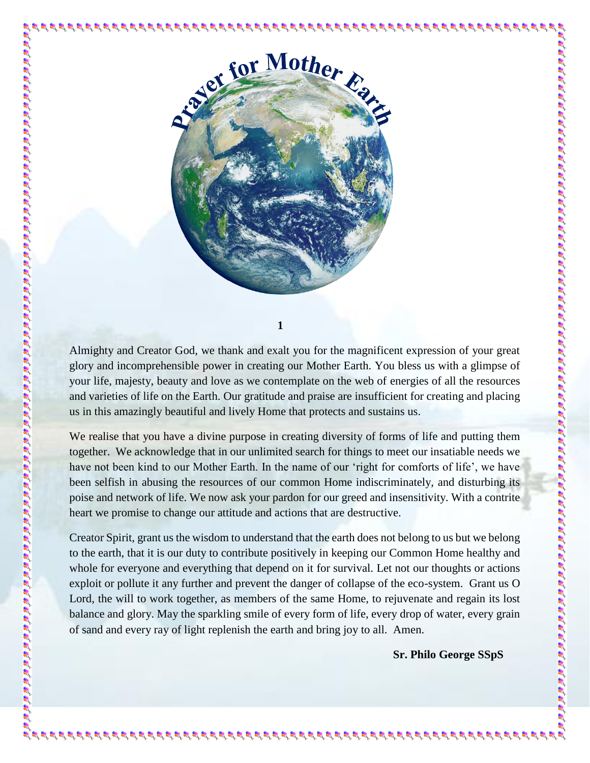# Prayer for Mother Earth

**1**

Almighty and Creator God, we thank and exalt you for the magnificent expression of your great glory and incomprehensible power in creating our Mother Earth. You bless us with a glimpse of your life, majesty, beauty and love as we contemplate on the web of energies of all the resources and varieties of life on the Earth. Our gratitude and praise are insufficient for creating and placing us in this amazingly beautiful and lively Home that protects and sustains us.

We realise that you have a divine purpose in creating diversity of forms of life and putting them together. We acknowledge that in our unlimited search for things to meet our insatiable needs we have not been kind to our Mother Earth. In the name of our 'right for comforts of life', we have been selfish in abusing the resources of our common Home indiscriminately, and disturbing its poise and network of life. We now ask your pardon for our greed and insensitivity. With a contrite heart we promise to change our attitude and actions that are destructive.

Creator Spirit, grant us the wisdom to understand that the earth does not belong to us but we belong to the earth, that it is our duty to contribute positively in keeping our Common Home healthy and whole for everyone and everything that depend on it for survival. Let not our thoughts or actions exploit or pollute it any further and prevent the danger of collapse of the eco-system. Grant us O Lord, the will to work together, as members of the same Home, to rejuvenate and regain its lost balance and glory. May the sparkling smile of every form of life, every drop of water, every grain of sand and every ray of light replenish the earth and bring joy to all. Amen.

**Sr. Philo George SSpS**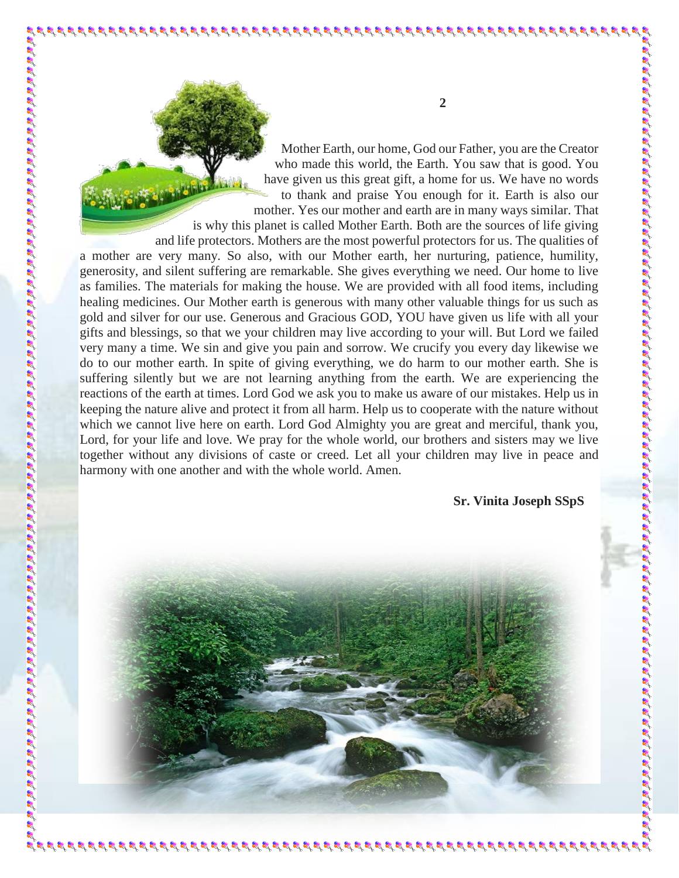Mother Earth, our home, God our Father, you are the Creator who made this world, the Earth. You saw that is good. You have given us this great gift, a home for us. We have no words to thank and praise You enough for it. Earth is also our mother. Yes our mother and earth are in many ways similar. That is why this planet is called Mother Earth. Both are the sources of life giving and life protectors. Mothers are the most powerful protectors for us. The qualities of a mother are very many. So also, with our Mother earth, her nurturing, patience, humility, generosity, and silent suffering are remarkable. She gives everything we need. Our home to live as families. The materials for making the house. We are provided with all food items, including healing medicines. Our Mother earth is generous with many other valuable things for us such as gold and silver for our use. Generous and Gracious GOD, YOU have given us life with all your gifts and blessings, so that we your children may live according to your will. But Lord we failed very many a time. We sin and give you pain and sorrow. We crucify you every day likewise we do to our mother earth. In spite of giving everything, we do harm to our mother earth. She is suffering silently but we are not learning anything from the earth. We are experiencing the reactions of the earth at times. Lord God we ask you to make us aware of our mistakes. Help us in keeping the nature alive and protect it from all harm. Help us to cooperate with the nature without which we cannot live here on earth. Lord God Almighty you are great and merciful, thank you, Lord, for your life and love. We pray for the whole world, our brothers and sisters may we live together without any divisions of caste or creed. Let all your children may live in peace and harmony with one another and with the whole world. Amen.

**Sr. Vinita Joseph SSpS**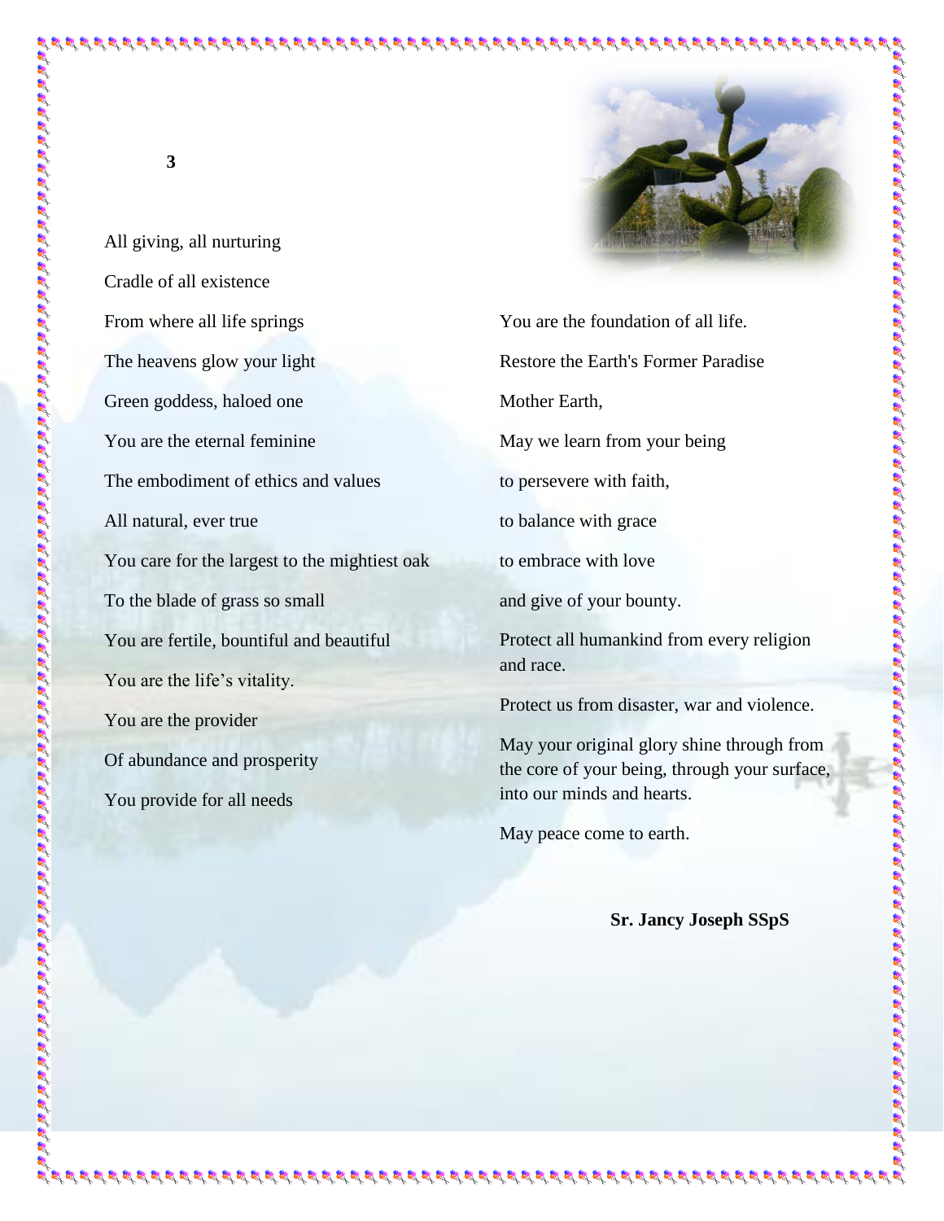All giving, all nurturing

Cradle of all existence

From where all life springs

The heavens glow your light

Green goddess, haloed one

You are the eternal feminine

The embodiment of ethics and values

All natural, ever true

You care for the largest to the mightiest oak

To the blade of grass so small

You are fertile, bountiful and beautiful

You are the life's vitality.

You are the provider

Of abundance and prosperity

You provide for all needs

You are the foundation of all life.

Restore the Earth's Former Paradise

Mother Earth,

May we learn from your being

to persevere with faith,

to balance with grace

to embrace with love

and give of your bounty.

Protect all humankind from every religion and race.

Protect us from disaster, war and violence.

May your original glory shine through from the core of your being, through your surface, into our minds and hearts.

May peace come to earth.

**Sr. Jancy Joseph SSpS**